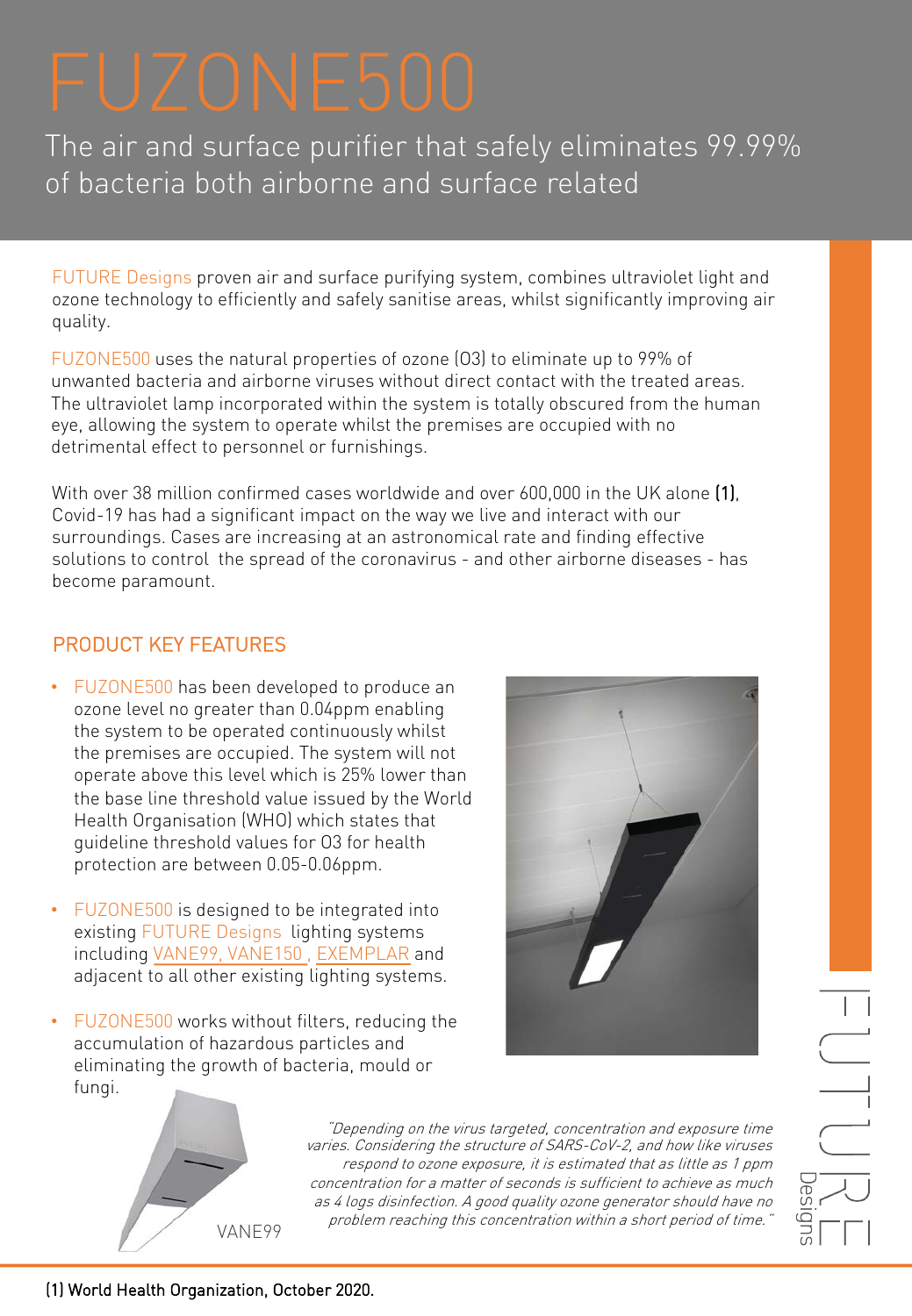# FUZONE500

The air and surface purifier that safely eliminates 99.99% of bacteria both airborne and surface related

FUTURE Designs proven air and surface purifying system, combines ultraviolet light and ozone technology to efficiently and safely sanitise areas, whilst significantly improving air quality.

FUZONE500 uses the natural properties of ozone (O3) to eliminate up to 99% of unwanted bacteria and airborne viruses without direct contact with the treated areas. The ultraviolet lamp incorporated within the system is totally obscured from the human eye, allowing the system to operate whilst the premises are occupied with no detrimental effect to personnel or furnishings.

With over 38 million confirmed cases worldwide and over 600,000 in the UK alone (1), Covid-19 has had a significant impact on the way we live and interact with our surroundings. Cases are increasing at an astronomical rate and finding effective solutions to control the spread of the coronavirus - and other airborne diseases - has become paramount.

## PRODUCT KEY FEATURES

- FUZONE500 has been developed to produce an ozone level no greater than 0.04ppm enabling the system to be operated continuously whilst the premises are occupied. The system will not operate above this level which is 25% lower than the base line threshold value issued by the World Health Organisation (WHO) which states that guideline threshold values for O3 for health protection are between 0.05-0.06ppm.
- FUZONE500 is designed to be integrated into existing FUTURE Designs lighting systems including VANE99, VANE150 , EXEMPLAR and adjacent to all other existing lighting systems.
- FUZONE500 works without filters, reducing the accumulation of hazardous particles and eliminating the growth of bacteria, mould or fungi.

VANE99

*"Depending on the virus targeted, concentration and exposure time varies. Considering the structure of SARS-CoV-2, and how like viruses respond to ozone exposure, it is estimated that as little as 1 ppm concentration for a matter of seconds is sufficient to achieve as much as 4 logs disinfection. A good quality ozone generator should have no problem reaching this concentration within a short period of time."*

(1) World Health Organization, October 2020.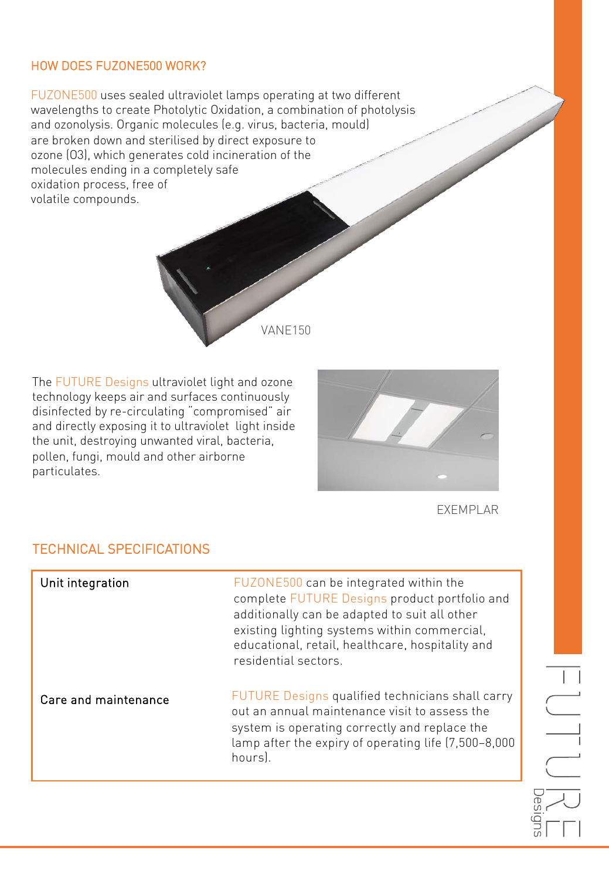## HOW DOES FUZONE500 WORK?

FUZONE500 uses sealed ultraviolet lamps operating at two different wavelengths to create Photolytic Oxidation, a combination of photolysis and ozonolysis. Organic molecules (e.g. virus, bacteria, mould) are broken down and sterilised by direct exposure to ozone (O3), which generates cold incineration of the molecules ending in a completely safe oxidation process, free of volatile compounds.

VANE150

The FUTURE Designs ultraviolet light and ozone technology keeps air and surfaces continuously disinfected by re-circulating "compromised" air and directly exposing it to ultraviolet light inside the unit, destroying unwanted viral, bacteria, pollen, fungi, mould and other airborne particulates.

EXEMPLAR

## TECHNICAL SPECIFICATIONS

| | |
|---|---|
| Unit integration | FUZONE500 can be integrated within the complete FUTURE Designs product portfolio and additionally can be adapted to suit all other existing lighting systems within commercial, educational, retail, healthcare, hospitality and residential sectors. |
| Care and maintenance | FUTURE Designs qualified technicians shall carry out an annual maintenance visit to assess the system is operating correctly and replace the lamp after the expiry of operating life (7,500–8,000 hours). |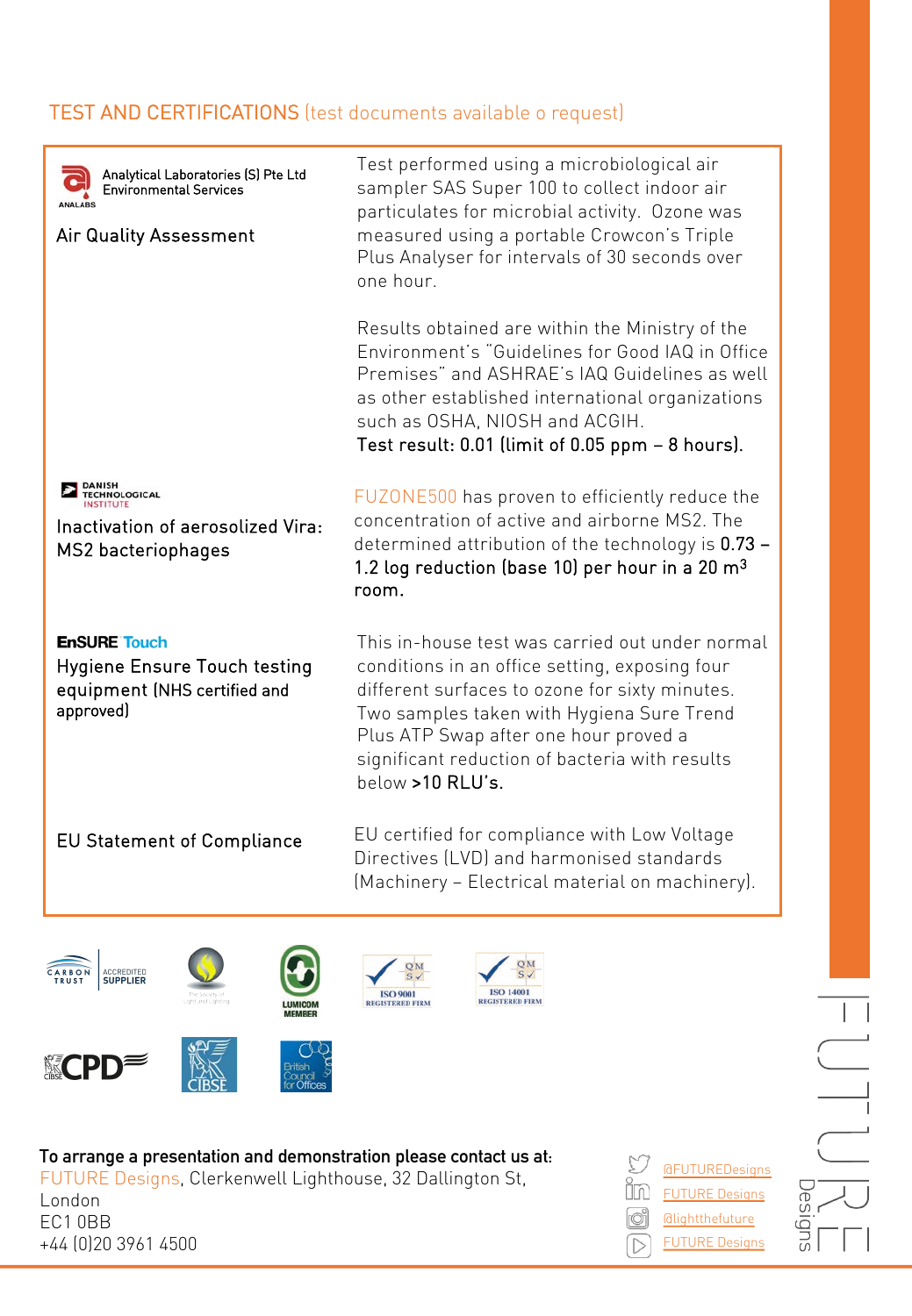## TEST AND CERTIFICATIONS (test documents available o request)

| | |
|---|---|
| Analytical Laboratories (S) Pte Ltd Environmental Services<br>ANALABS<br><br>Air Quality Assessment | Test performed using a microbiological air sampler SAS Super 100 to collect indoor air particulates for microbial activity. Ozone was measured using a portable Crowcon's Triple Plus Analyser for intervals of 30 seconds over one hour.<br><br>Results obtained are within the Ministry of the Environment's "Guidelines for Good IAQ in Office Premises" and ASHRAE's IAQ Guidelines as well as other established international organizations such as OSHA, NIOSH and ACGIH.<br>**Test result: 0.01 (limit of 0.05 ppm – 8 hours).** |
| DANISH TECHNOLOGICAL INSTITUTE<br><br>Inactivation of aerosolized Vira: MS2 bacteriophages | FUZONE500 has proven to efficiently reduce the concentration of active and airborne MS2. The determined attribution of the technology is **0.73 – 1.2 log reduction (base 10) per hour in a 20 m³ room.** |
| **EnSURE Touch**<br>Hygiene Ensure Touch testing equipment (NHS certified and approved) | This in-house test was carried out under normal conditions in an office setting, exposing four different surfaces to ozone for sixty minutes. Two samples taken with Hygiena Sure Trend Plus ATP Swap after one hour proved a significant reduction of bacteria with results below **>10 RLU's.** |
| EU Statement of Compliance | EU certified for compliance with Low Voltage Directives (LVD) and harmonised standards (Machinery – Electrical material on machinery). |

CARBON TRUST ACCREDITED SUPPLIER · The Society of Light and Lighting · LUMICOM MEMBER · QM ISO 9001 REGISTERED FIRM · QM ISO 14001 REGISTERED FIRM · CIBSE CPD · CIBSE · British Council for Offices

**To arrange a presentation and demonstration please contact us at:**
FUTURE Designs, Clerkenwell Lighthouse, 32 Dallington St,
London
EC1 0BB
+44 (0)20 3961 4500

@FUTUREDesigns
FUTURE Designs
@lightthefuture
FUTURE Designs

FUTURE Designs